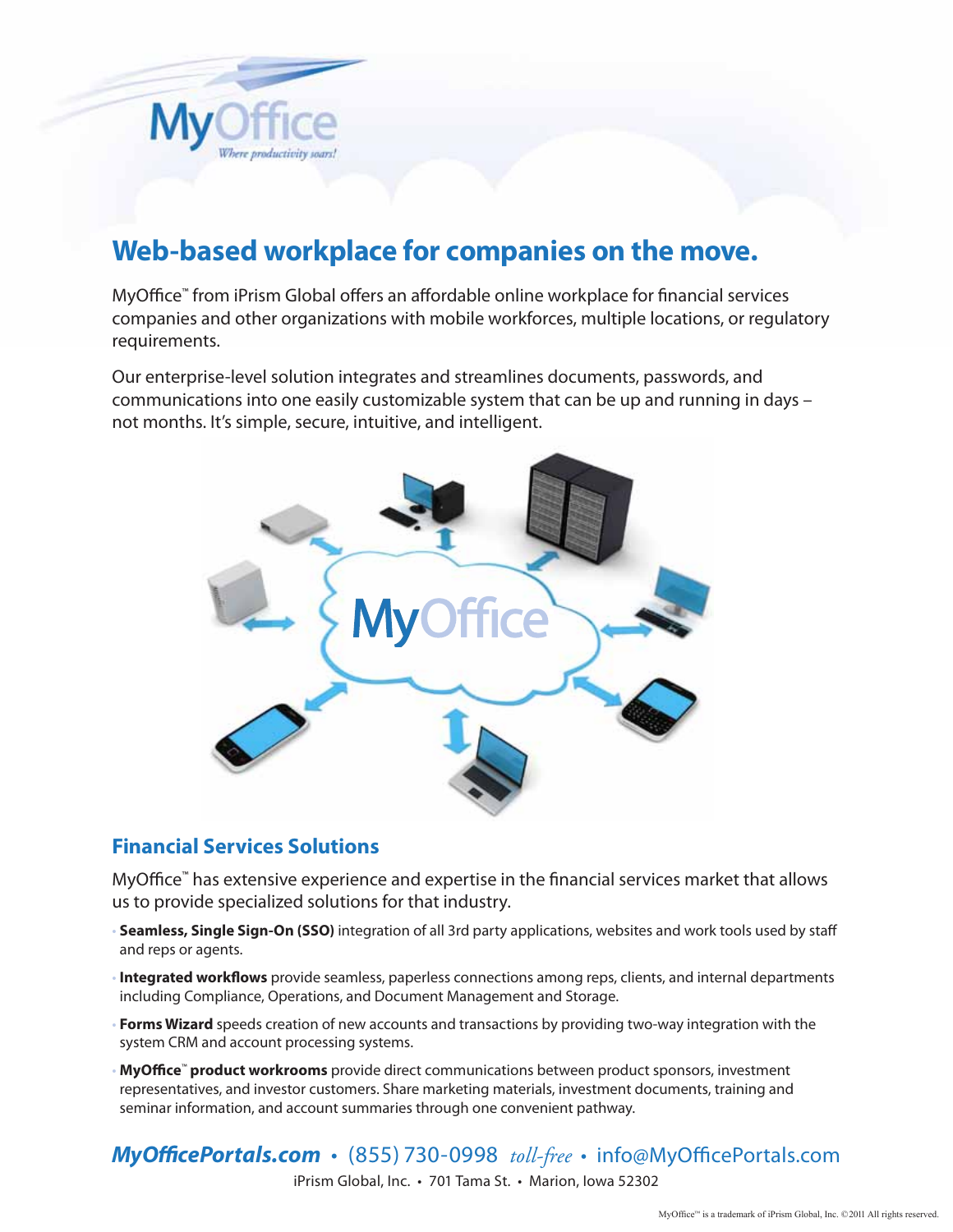# Web-based workplace for companies on the move.

MyOffice™ from iPrism Global offers an affordable online workplace for financial services companies and other organizations with mobile workforces, multiple locations, or regulatory requirements.

Our enterprise-level solution integrates and streamlines documents, passwords, and communications into one easily customizable system that can be up and running in days – not months. It's simple, secure, intuitive, and intelligent.

## Financial Services Solutions

MyOffice™ has extensive experience and expertise in the financial services market that allows us to provide specialized solutions for that industry.

- **Seamless, Single Sign-On (SSO)** integration of all 3rd party applications, websites and work tools used by staff and reps or agents.
- **Integrated workflows** provide seamless, paperless connections among reps, clients, and internal departments including Compliance, Operations, and Document Management and Storage.
- **Forms Wizard** speeds creation of new accounts and transactions by providing two-way integration with the system CRM and account processing systems.
- **MyOffice™ product workrooms** provide direct communications between product sponsors, investment representatives, and investor customers. Share marketing materials, investment documents, training and seminar information, and account summaries through one convenient pathway.

***MyOfficePortals.com*** • (855) 730-0998 *toll-free* • info@MyOfficePortals.com

iPrism Global, Inc. • 701 Tama St. • Marion, Iowa 52302

MyOffice™ is a trademark of iPrism Global, Inc. ©2011 All rights reserved.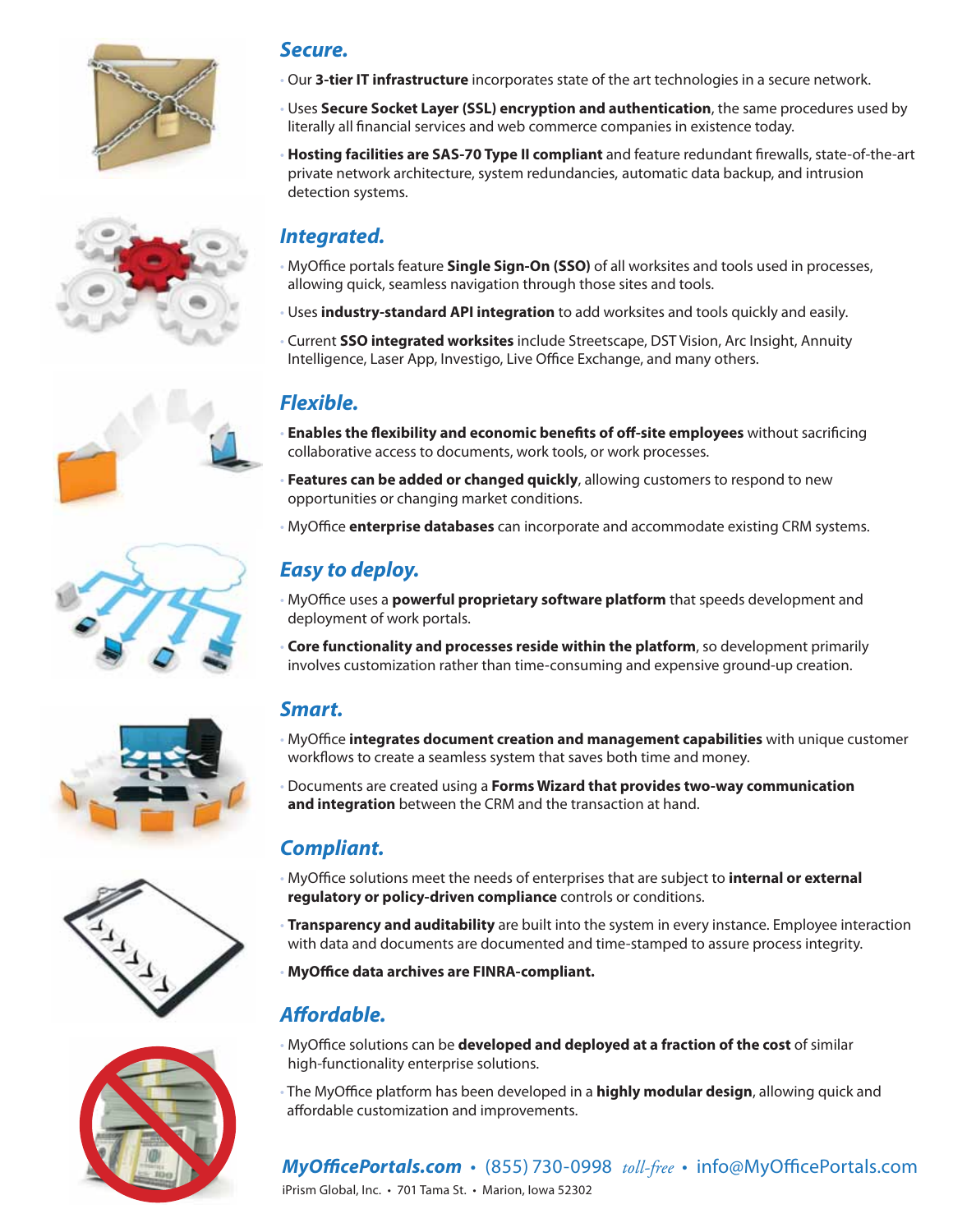## *Secure.*

- Our **3-tier IT infrastructure** incorporates state of the art technologies in a secure network.
- Uses **Secure Socket Layer (SSL) encryption and authentication**, the same procedures used by literally all financial services and web commerce companies in existence today.
- **Hosting facilities are SAS-70 Type II compliant** and feature redundant firewalls, state-of-the-art private network architecture, system redundancies, automatic data backup, and intrusion detection systems.

## *Integrated.*

- MyOffice portals feature **Single Sign-On (SSO)** of all worksites and tools used in processes, allowing quick, seamless navigation through those sites and tools.
- Uses **industry-standard API integration** to add worksites and tools quickly and easily.
- Current **SSO integrated worksites** include Streetscape, DST Vision, Arc Insight, Annuity Intelligence, Laser App, Investigo, Live Office Exchange, and many others.

## *Flexible.*

- **Enables the flexibility and economic benefits of off-site employees** without sacrificing collaborative access to documents, work tools, or work processes.
- **Features can be added or changed quickly**, allowing customers to respond to new opportunities or changing market conditions.
- MyOffice **enterprise databases** can incorporate and accommodate existing CRM systems.

## *Easy to deploy.*

- MyOffice uses a **powerful proprietary software platform** that speeds development and deployment of work portals.
- **Core functionality and processes reside within the platform**, so development primarily involves customization rather than time-consuming and expensive ground-up creation.

## *Smart.*

- MyOffice **integrates document creation and management capabilities** with unique customer workflows to create a seamless system that saves both time and money.
- Documents are created using a **Forms Wizard that provides two-way communication and integration** between the CRM and the transaction at hand.

## *Compliant.*

- MyOffice solutions meet the needs of enterprises that are subject to **internal or external regulatory or policy-driven compliance** controls or conditions.
- **Transparency and auditability** are built into the system in every instance. Employee interaction with data and documents are documented and time-stamped to assure process integrity.
- **MyOffice data archives are FINRA-compliant.**

## *Affordable.*

- MyOffice solutions can be **developed and deployed at a fraction of the cost** of similar high-functionality enterprise solutions.
- The MyOffice platform has been developed in a **highly modular design**, allowing quick and affordable customization and improvements.

***MyOfficePortals.com*** • (855) 730-0998 *toll-free* • info@MyOfficePortals.com

iPrism Global, Inc. • 701 Tama St. • Marion, Iowa 52302